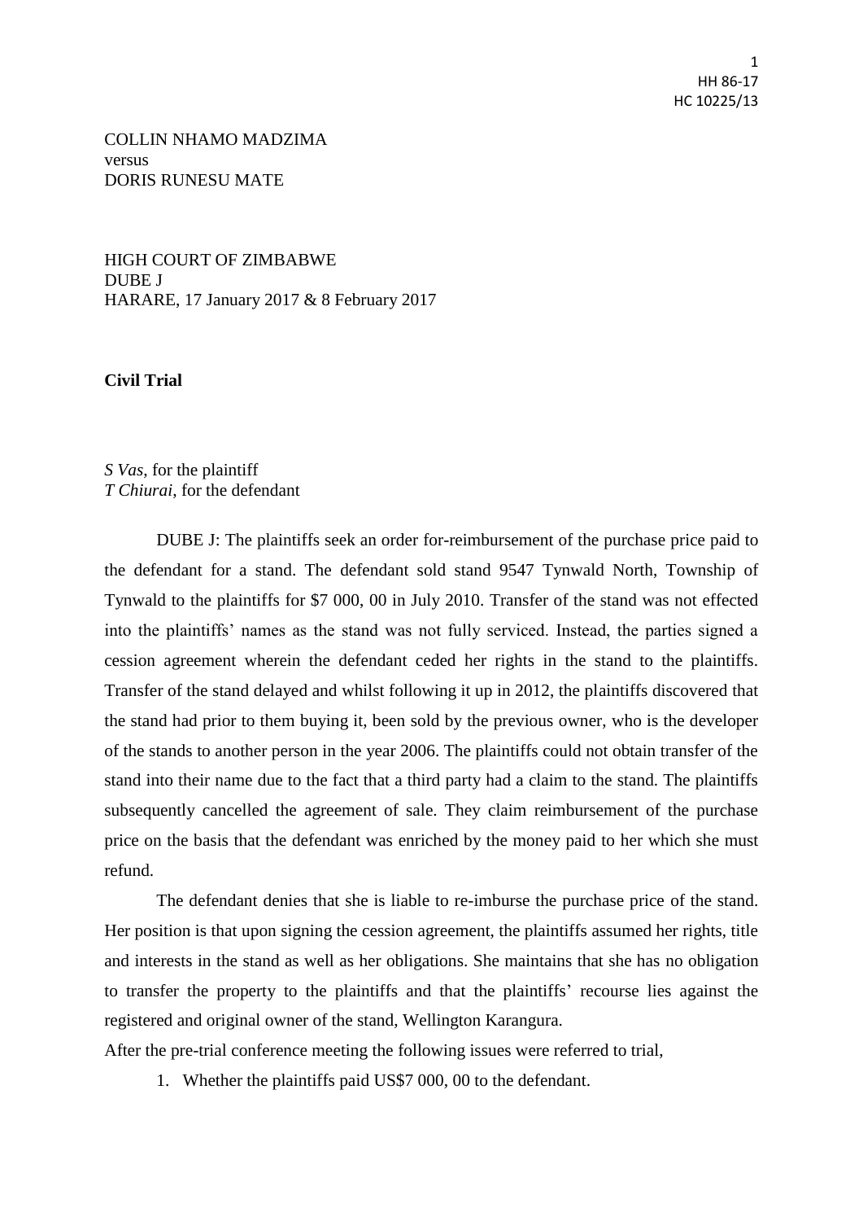COLLIN NHAMO MADZIMA
versus
DORIS RUNESU MATE

HIGH COURT OF ZIMBABWE
DUBE J
HARARE, 17 January 2017 & 8 February 2017

**Civil Trial**

*S Vas*, for the plaintiff
*T Chiurai*, for the defendant

DUBE J: The plaintiffs seek an order for-reimbursement of the purchase price paid to the defendant for a stand. The defendant sold stand 9547 Tynwald North, Township of Tynwald to the plaintiffs for $7 000, 00 in July 2010. Transfer of the stand was not effected into the plaintiffs' names as the stand was not fully serviced. Instead, the parties signed a cession agreement wherein the defendant ceded her rights in the stand to the plaintiffs. Transfer of the stand delayed and whilst following it up in 2012, the plaintiffs discovered that the stand had prior to them buying it, been sold by the previous owner, who is the developer of the stands to another person in the year 2006. The plaintiffs could not obtain transfer of the stand into their name due to the fact that a third party had a claim to the stand. The plaintiffs subsequently cancelled the agreement of sale. They claim reimbursement of the purchase price on the basis that the defendant was enriched by the money paid to her which she must refund.

The defendant denies that she is liable to re-imburse the purchase price of the stand. Her position is that upon signing the cession agreement, the plaintiffs assumed her rights, title and interests in the stand as well as her obligations. She maintains that she has no obligation to transfer the property to the plaintiffs and that the plaintiffs' recourse lies against the registered and original owner of the stand, Wellington Karangura.

After the pre-trial conference meeting the following issues were referred to trial,

1. Whether the plaintiffs paid US$7 000, 00 to the defendant.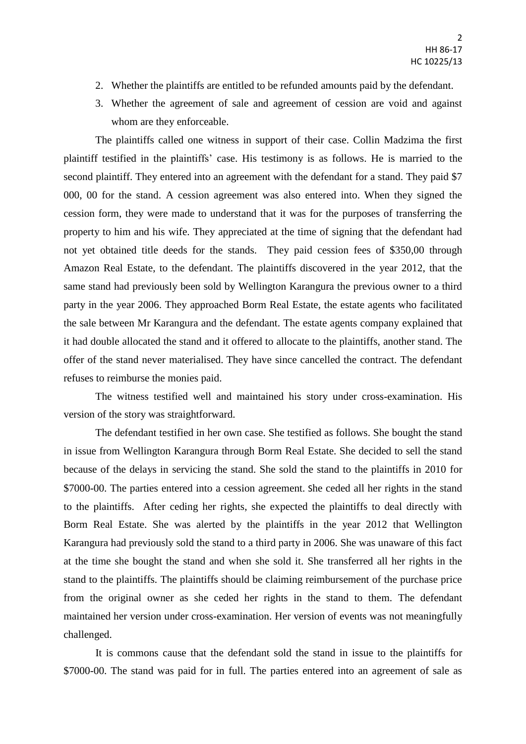2. Whether the plaintiffs are entitled to be refunded amounts paid by the defendant.
3. Whether the agreement of sale and agreement of cession are void and against whom are they enforceable.

The plaintiffs called one witness in support of their case. Collin Madzima the first plaintiff testified in the plaintiffs' case. His testimony is as follows. He is married to the second plaintiff. They entered into an agreement with the defendant for a stand. They paid $7 000, 00 for the stand. A cession agreement was also entered into. When they signed the cession form, they were made to understand that it was for the purposes of transferring the property to him and his wife. They appreciated at the time of signing that the defendant had not yet obtained title deeds for the stands. They paid cession fees of $350,00 through Amazon Real Estate, to the defendant. The plaintiffs discovered in the year 2012, that the same stand had previously been sold by Wellington Karangura the previous owner to a third party in the year 2006. They approached Borm Real Estate, the estate agents who facilitated the sale between Mr Karangura and the defendant. The estate agents company explained that it had double allocated the stand and it offered to allocate to the plaintiffs, another stand. The offer of the stand never materialised. They have since cancelled the contract. The defendant refuses to reimburse the monies paid.

The witness testified well and maintained his story under cross-examination. His version of the story was straightforward.

The defendant testified in her own case. She testified as follows. She bought the stand in issue from Wellington Karangura through Borm Real Estate. She decided to sell the stand because of the delays in servicing the stand. She sold the stand to the plaintiffs in 2010 for $7000-00. The parties entered into a cession agreement. She ceded all her rights in the stand to the plaintiffs. After ceding her rights, she expected the plaintiffs to deal directly with Borm Real Estate. She was alerted by the plaintiffs in the year 2012 that Wellington Karangura had previously sold the stand to a third party in 2006. She was unaware of this fact at the time she bought the stand and when she sold it. She transferred all her rights in the stand to the plaintiffs. The plaintiffs should be claiming reimbursement of the purchase price from the original owner as she ceded her rights in the stand to them. The defendant maintained her version under cross-examination. Her version of events was not meaningfully challenged.

It is commons cause that the defendant sold the stand in issue to the plaintiffs for $7000-00. The stand was paid for in full. The parties entered into an agreement of sale as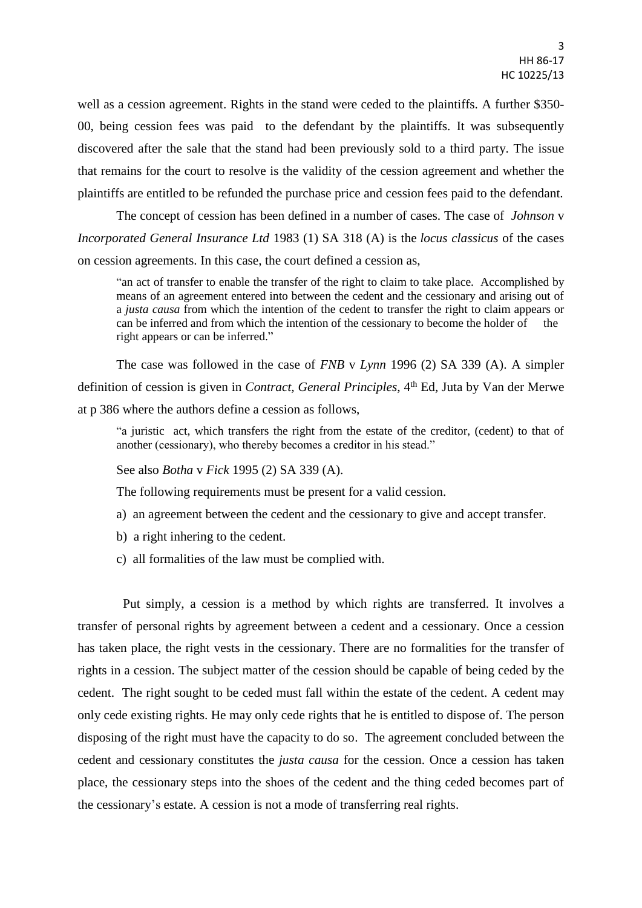well as a cession agreement. Rights in the stand were ceded to the plaintiffs. A further $350-00, being cession fees was paid to the defendant by the plaintiffs. It was subsequently discovered after the sale that the stand had been previously sold to a third party. The issue that remains for the court to resolve is the validity of the cession agreement and whether the plaintiffs are entitled to be refunded the purchase price and cession fees paid to the defendant.

The concept of cession has been defined in a number of cases. The case of *Johnson* v *Incorporated General Insurance Ltd* 1983 (1) SA 318 (A) is the *locus classicus* of the cases on cession agreements. In this case, the court defined a cession as,

> "an act of transfer to enable the transfer of the right to claim to take place. Accomplished by means of an agreement entered into between the cedent and the cessionary and arising out of a *justa causa* from which the intention of the cedent to transfer the right to claim appears or can be inferred and from which the intention of the cessionary to become the holder of the right appears or can be inferred."

The case was followed in the case of *FNB* v *Lynn* 1996 (2) SA 339 (A). A simpler definition of cession is given in *Contract, General Principles*, 4th Ed, Juta by Van der Merwe at p 386 where the authors define a cession as follows,

> "a juristic act, which transfers the right from the estate of the creditor, (cedent) to that of another (cessionary), who thereby becomes a creditor in his stead."

See also *Botha* v *Fick* 1995 (2) SA 339 (A).

The following requirements must be present for a valid cession.

a) an agreement between the cedent and the cessionary to give and accept transfer.

b) a right inhering to the cedent.

c) all formalities of the law must be complied with.

Put simply, a cession is a method by which rights are transferred. It involves a transfer of personal rights by agreement between a cedent and a cessionary. Once a cession has taken place, the right vests in the cessionary. There are no formalities for the transfer of rights in a cession. The subject matter of the cession should be capable of being ceded by the cedent. The right sought to be ceded must fall within the estate of the cedent. A cedent may only cede existing rights. He may only cede rights that he is entitled to dispose of. The person disposing of the right must have the capacity to do so. The agreement concluded between the cedent and cessionary constitutes the *justa causa* for the cession. Once a cession has taken place, the cessionary steps into the shoes of the cedent and the thing ceded becomes part of the cessionary's estate. A cession is not a mode of transferring real rights.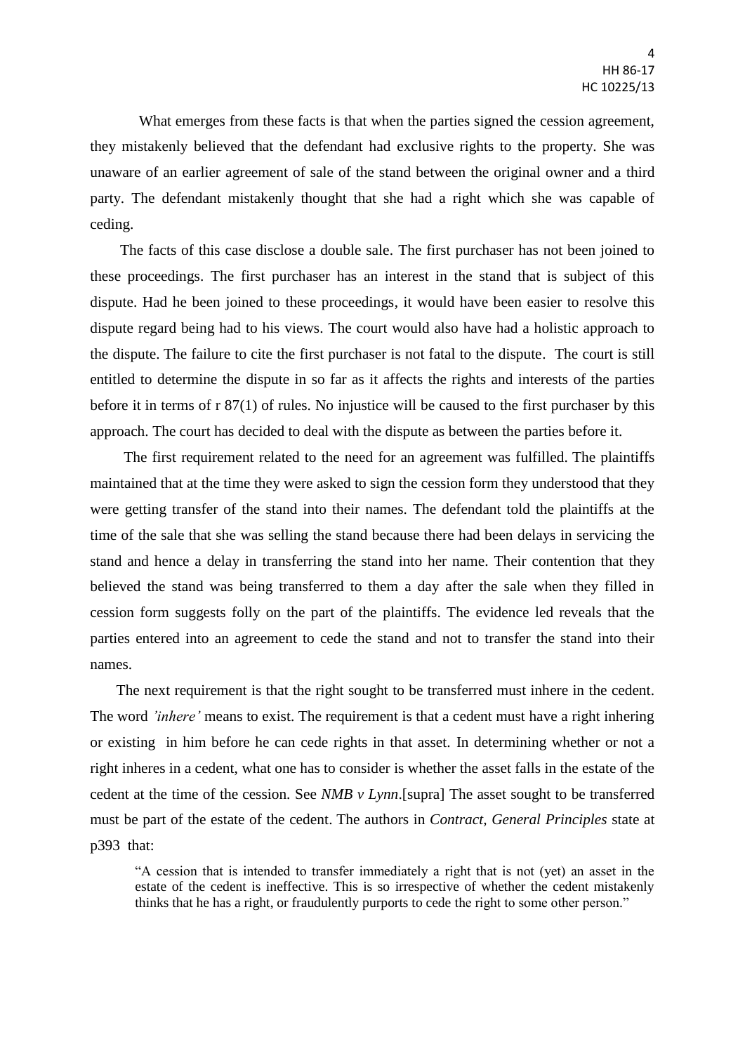What emerges from these facts is that when the parties signed the cession agreement, they mistakenly believed that the defendant had exclusive rights to the property. She was unaware of an earlier agreement of sale of the stand between the original owner and a third party. The defendant mistakenly thought that she had a right which she was capable of ceding.

The facts of this case disclose a double sale. The first purchaser has not been joined to these proceedings. The first purchaser has an interest in the stand that is subject of this dispute. Had he been joined to these proceedings, it would have been easier to resolve this dispute regard being had to his views. The court would also have had a holistic approach to the dispute. The failure to cite the first purchaser is not fatal to the dispute. The court is still entitled to determine the dispute in so far as it affects the rights and interests of the parties before it in terms of r 87(1) of rules. No injustice will be caused to the first purchaser by this approach. The court has decided to deal with the dispute as between the parties before it.

The first requirement related to the need for an agreement was fulfilled. The plaintiffs maintained that at the time they were asked to sign the cession form they understood that they were getting transfer of the stand into their names. The defendant told the plaintiffs at the time of the sale that she was selling the stand because there had been delays in servicing the stand and hence a delay in transferring the stand into her name. Their contention that they believed the stand was being transferred to them a day after the sale when they filled in cession form suggests folly on the part of the plaintiffs. The evidence led reveals that the parties entered into an agreement to cede the stand and not to transfer the stand into their names.

The next requirement is that the right sought to be transferred must inhere in the cedent. The word *'inhere'* means to exist. The requirement is that a cedent must have a right inhering or existing in him before he can cede rights in that asset. In determining whether or not a right inheres in a cedent, what one has to consider is whether the asset falls in the estate of the cedent at the time of the cession. See *NMB v Lynn*.[supra] The asset sought to be transferred must be part of the estate of the cedent. The authors in *Contract, General Principles* state at p393 that:

> "A cession that is intended to transfer immediately a right that is not (yet) an asset in the estate of the cedent is ineffective. This is so irrespective of whether the cedent mistakenly thinks that he has a right, or fraudulently purports to cede the right to some other person."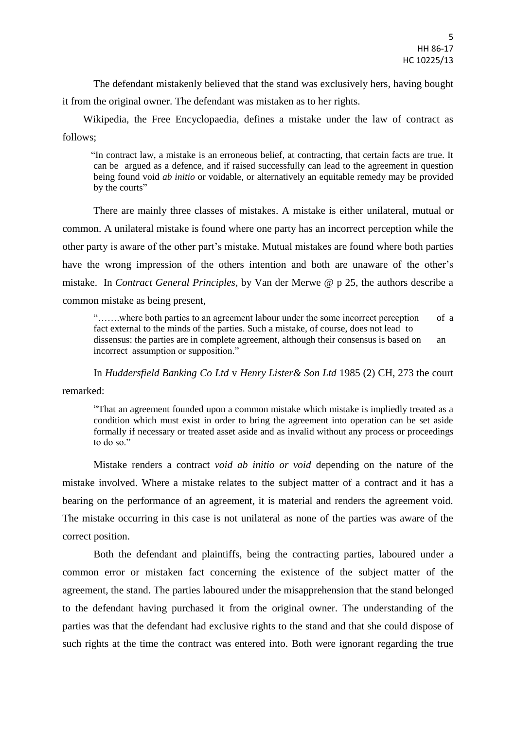The defendant mistakenly believed that the stand was exclusively hers, having bought it from the original owner. The defendant was mistaken as to her rights.

Wikipedia, the Free Encyclopaedia, defines a mistake under the law of contract as follows;

> "In contract law, a mistake is an erroneous belief, at contracting, that certain facts are true. It can be argued as a defence, and if raised successfully can lead to the agreement in question being found void *ab initio* or voidable, or alternatively an equitable remedy may be provided by the courts"

There are mainly three classes of mistakes. A mistake is either unilateral, mutual or common. A unilateral mistake is found where one party has an incorrect perception while the other party is aware of the other part's mistake. Mutual mistakes are found where both parties have the wrong impression of the others intention and both are unaware of the other's mistake. In *Contract General Principles*, by Van der Merwe @ p 25, the authors describe a common mistake as being present,

> "…….where both parties to an agreement labour under the some incorrect perception of a fact external to the minds of the parties. Such a mistake, of course, does not lead to dissensus: the parties are in complete agreement, although their consensus is based on an incorrect assumption or supposition."

In *Huddersfield Banking Co Ltd* v *Henry Lister& Son Ltd* 1985 (2) CH, 273 the court remarked:

> "That an agreement founded upon a common mistake which mistake is impliedly treated as a condition which must exist in order to bring the agreement into operation can be set aside formally if necessary or treated asset aside and as invalid without any process or proceedings to do so."

Mistake renders a contract *void ab initio or void* depending on the nature of the mistake involved. Where a mistake relates to the subject matter of a contract and it has a bearing on the performance of an agreement, it is material and renders the agreement void. The mistake occurring in this case is not unilateral as none of the parties was aware of the correct position.

Both the defendant and plaintiffs, being the contracting parties, laboured under a common error or mistaken fact concerning the existence of the subject matter of the agreement, the stand. The parties laboured under the misapprehension that the stand belonged to the defendant having purchased it from the original owner. The understanding of the parties was that the defendant had exclusive rights to the stand and that she could dispose of such rights at the time the contract was entered into. Both were ignorant regarding the true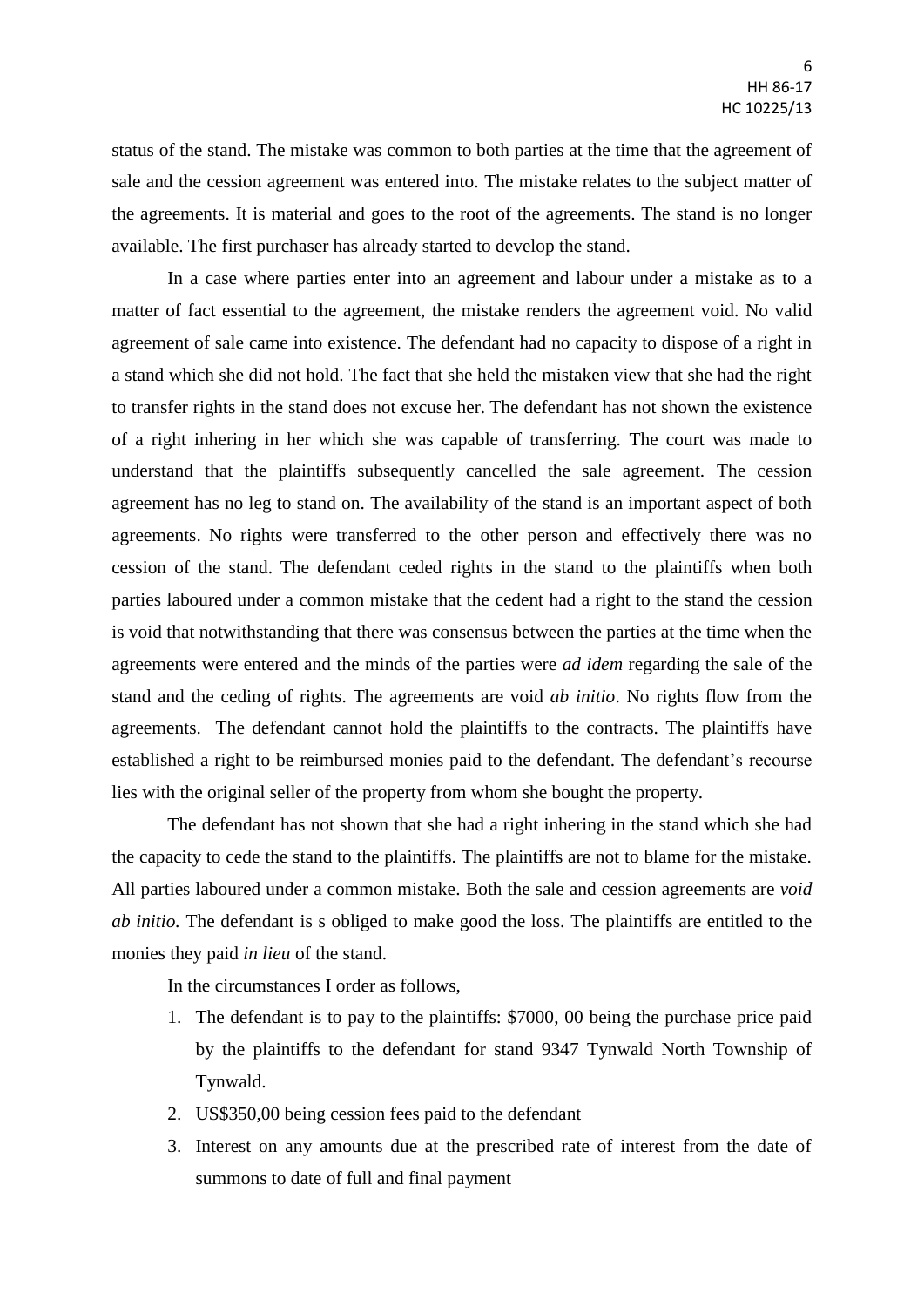status of the stand. The mistake was common to both parties at the time that the agreement of sale and the cession agreement was entered into. The mistake relates to the subject matter of the agreements. It is material and goes to the root of the agreements. The stand is no longer available. The first purchaser has already started to develop the stand.

In a case where parties enter into an agreement and labour under a mistake as to a matter of fact essential to the agreement, the mistake renders the agreement void. No valid agreement of sale came into existence. The defendant had no capacity to dispose of a right in a stand which she did not hold. The fact that she held the mistaken view that she had the right to transfer rights in the stand does not excuse her. The defendant has not shown the existence of a right inhering in her which she was capable of transferring. The court was made to understand that the plaintiffs subsequently cancelled the sale agreement. The cession agreement has no leg to stand on. The availability of the stand is an important aspect of both agreements. No rights were transferred to the other person and effectively there was no cession of the stand. The defendant ceded rights in the stand to the plaintiffs when both parties laboured under a common mistake that the cedent had a right to the stand the cession is void that notwithstanding that there was consensus between the parties at the time when the agreements were entered and the minds of the parties were *ad idem* regarding the sale of the stand and the ceding of rights. The agreements are void *ab initio*. No rights flow from the agreements. The defendant cannot hold the plaintiffs to the contracts. The plaintiffs have established a right to be reimbursed monies paid to the defendant. The defendant's recourse lies with the original seller of the property from whom she bought the property.

The defendant has not shown that she had a right inhering in the stand which she had the capacity to cede the stand to the plaintiffs. The plaintiffs are not to blame for the mistake. All parties laboured under a common mistake. Both the sale and cession agreements are *void ab initio.* The defendant is s obliged to make good the loss. The plaintiffs are entitled to the monies they paid *in lieu* of the stand.

In the circumstances I order as follows,

1. The defendant is to pay to the plaintiffs: $7000, 00 being the purchase price paid by the plaintiffs to the defendant for stand 9347 Tynwald North Township of Tynwald.
2. US$350,00 being cession fees paid to the defendant
3. Interest on any amounts due at the prescribed rate of interest from the date of summons to date of full and final payment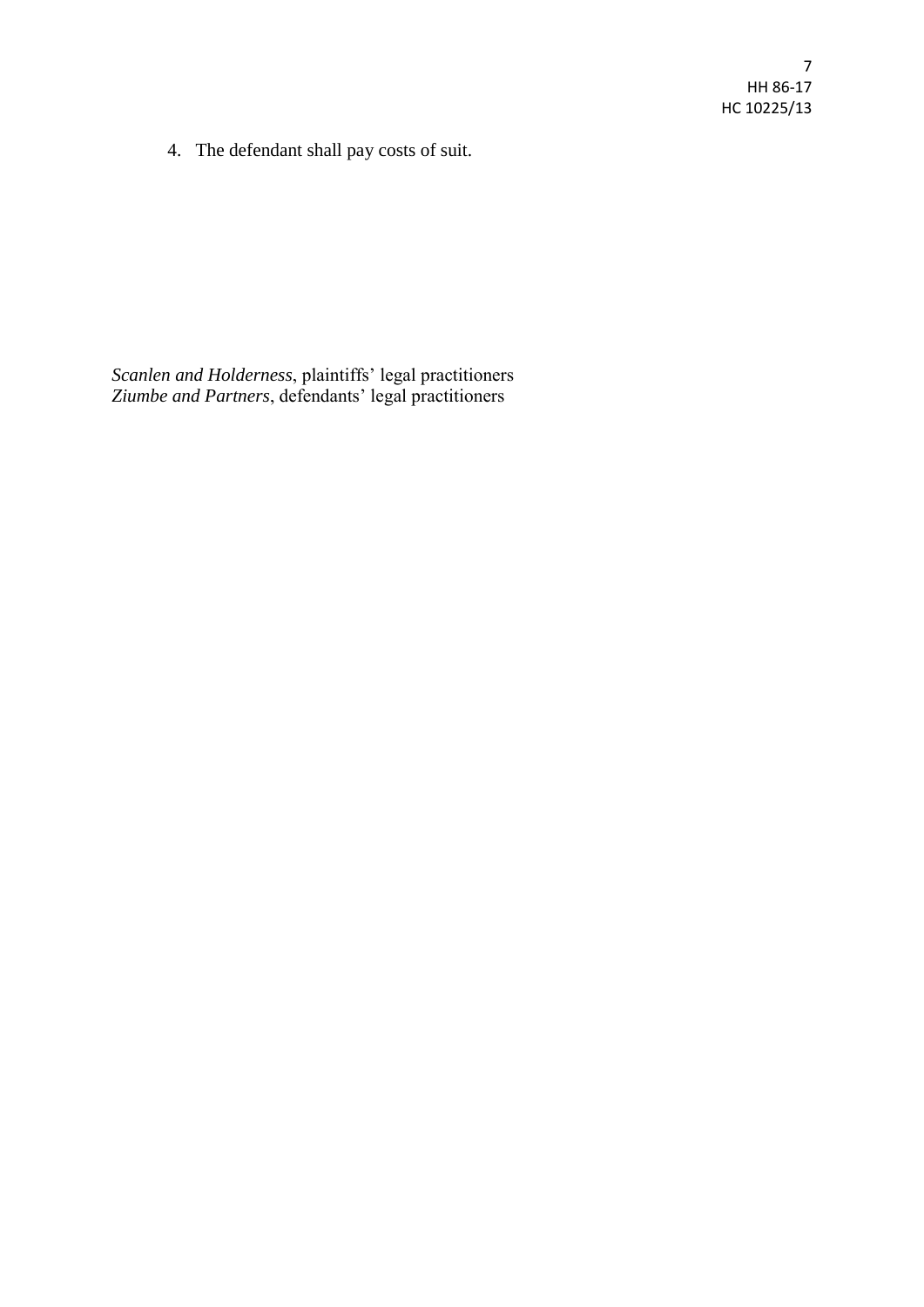4. The defendant shall pay costs of suit.

*Scanlen and Holderness*, plaintiffs' legal practitioners
*Ziumbe and Partners*, defendants' legal practitioners